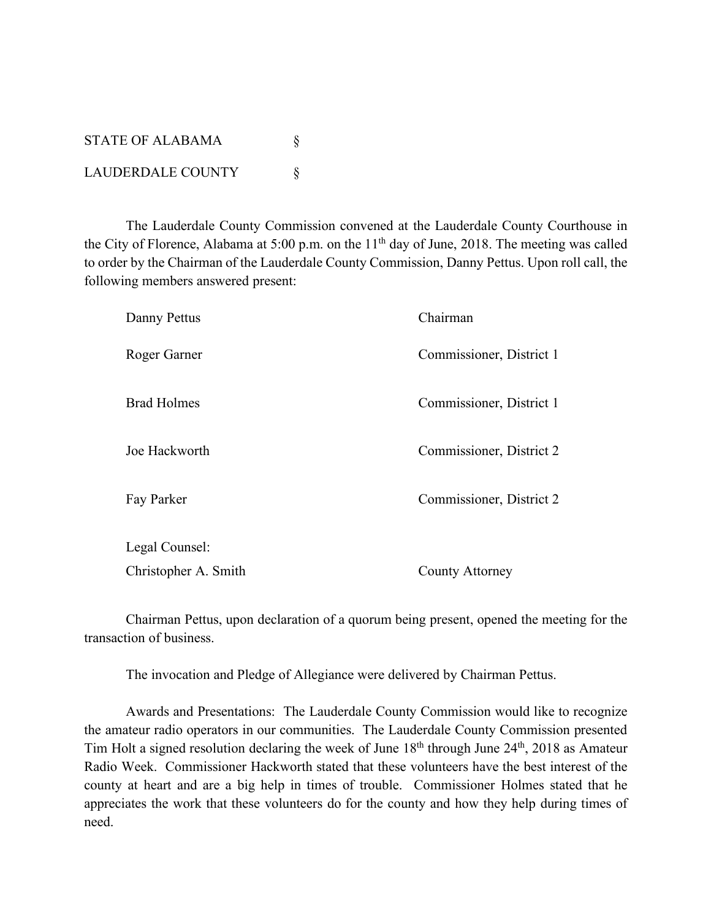STATE OF ALABAMA §

LAUDERDALE COUNTY §

The Lauderdale County Commission convened at the Lauderdale County Courthouse in the City of Florence, Alabama at 5:00 p.m. on the 11th day of June, 2018. The meeting was called to order by the Chairman of the Lauderdale County Commission, Danny Pettus. Upon roll call, the following members answered present:

| | |
|---|---|
| Danny Pettus | Chairman |
| Roger Garner | Commissioner, District 1 |
| Brad Holmes | Commissioner, District 1 |
| Joe Hackworth | Commissioner, District 2 |
| Fay Parker | Commissioner, District 2 |
| Legal Counsel: | |
| Christopher A. Smith | County Attorney |

Chairman Pettus, upon declaration of a quorum being present, opened the meeting for the transaction of business.

The invocation and Pledge of Allegiance were delivered by Chairman Pettus.

Awards and Presentations: The Lauderdale County Commission would like to recognize the amateur radio operators in our communities. The Lauderdale County Commission presented Tim Holt a signed resolution declaring the week of June 18th through June 24th, 2018 as Amateur Radio Week. Commissioner Hackworth stated that these volunteers have the best interest of the county at heart and are a big help in times of trouble. Commissioner Holmes stated that he appreciates the work that these volunteers do for the county and how they help during times of need.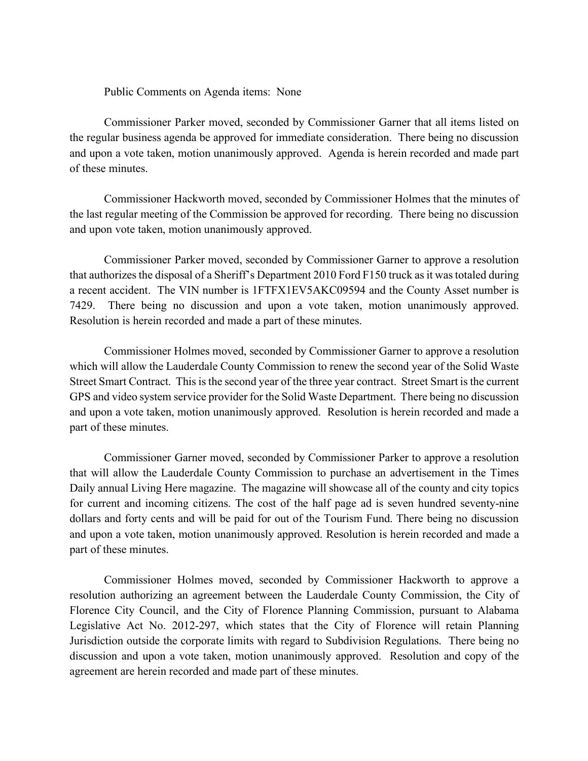Public Comments on Agenda items: None

Commissioner Parker moved, seconded by Commissioner Garner that all items listed on the regular business agenda be approved for immediate consideration. There being no discussion and upon a vote taken, motion unanimously approved. Agenda is herein recorded and made part of these minutes.

Commissioner Hackworth moved, seconded by Commissioner Holmes that the minutes of the last regular meeting of the Commission be approved for recording. There being no discussion and upon vote taken, motion unanimously approved.

Commissioner Parker moved, seconded by Commissioner Garner to approve a resolution that authorizes the disposal of a Sheriff's Department 2010 Ford F150 truck as it was totaled during a recent accident. The VIN number is 1FTFX1EV5AKC09594 and the County Asset number is 7429. There being no discussion and upon a vote taken, motion unanimously approved. Resolution is herein recorded and made a part of these minutes.

Commissioner Holmes moved, seconded by Commissioner Garner to approve a resolution which will allow the Lauderdale County Commission to renew the second year of the Solid Waste Street Smart Contract. This is the second year of the three year contract. Street Smart is the current GPS and video system service provider for the Solid Waste Department. There being no discussion and upon a vote taken, motion unanimously approved. Resolution is herein recorded and made a part of these minutes.

Commissioner Garner moved, seconded by Commissioner Parker to approve a resolution that will allow the Lauderdale County Commission to purchase an advertisement in the Times Daily annual Living Here magazine. The magazine will showcase all of the county and city topics for current and incoming citizens. The cost of the half page ad is seven hundred seventy-nine dollars and forty cents and will be paid for out of the Tourism Fund. There being no discussion and upon a vote taken, motion unanimously approved. Resolution is herein recorded and made a part of these minutes.

Commissioner Holmes moved, seconded by Commissioner Hackworth to approve a resolution authorizing an agreement between the Lauderdale County Commission, the City of Florence City Council, and the City of Florence Planning Commission, pursuant to Alabama Legislative Act No. 2012-297, which states that the City of Florence will retain Planning Jurisdiction outside the corporate limits with regard to Subdivision Regulations. There being no discussion and upon a vote taken, motion unanimously approved. Resolution and copy of the agreement are herein recorded and made part of these minutes.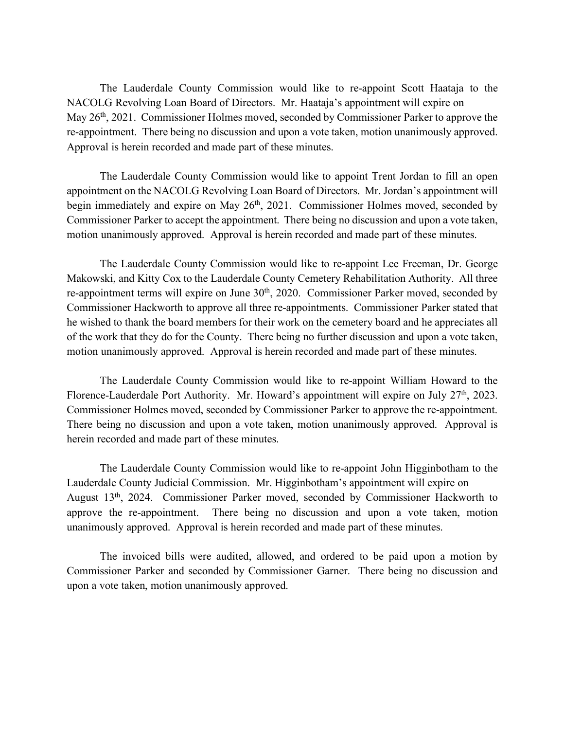The Lauderdale County Commission would like to re-appoint Scott Haataja to the NACOLG Revolving Loan Board of Directors. Mr. Haataja's appointment will expire on May 26th, 2021. Commissioner Holmes moved, seconded by Commissioner Parker to approve the re-appointment. There being no discussion and upon a vote taken, motion unanimously approved. Approval is herein recorded and made part of these minutes.

The Lauderdale County Commission would like to appoint Trent Jordan to fill an open appointment on the NACOLG Revolving Loan Board of Directors. Mr. Jordan's appointment will begin immediately and expire on May 26th, 2021. Commissioner Holmes moved, seconded by Commissioner Parker to accept the appointment. There being no discussion and upon a vote taken, motion unanimously approved. Approval is herein recorded and made part of these minutes.

The Lauderdale County Commission would like to re-appoint Lee Freeman, Dr. George Makowski, and Kitty Cox to the Lauderdale County Cemetery Rehabilitation Authority. All three re-appointment terms will expire on June 30th, 2020. Commissioner Parker moved, seconded by Commissioner Hackworth to approve all three re-appointments. Commissioner Parker stated that he wished to thank the board members for their work on the cemetery board and he appreciates all of the work that they do for the County. There being no further discussion and upon a vote taken, motion unanimously approved. Approval is herein recorded and made part of these minutes.

The Lauderdale County Commission would like to re-appoint William Howard to the Florence-Lauderdale Port Authority. Mr. Howard's appointment will expire on July 27th, 2023. Commissioner Holmes moved, seconded by Commissioner Parker to approve the re-appointment. There being no discussion and upon a vote taken, motion unanimously approved. Approval is herein recorded and made part of these minutes.

The Lauderdale County Commission would like to re-appoint John Higginbotham to the Lauderdale County Judicial Commission. Mr. Higginbotham's appointment will expire on August 13th, 2024. Commissioner Parker moved, seconded by Commissioner Hackworth to approve the re-appointment. There being no discussion and upon a vote taken, motion unanimously approved. Approval is herein recorded and made part of these minutes.

The invoiced bills were audited, allowed, and ordered to be paid upon a motion by Commissioner Parker and seconded by Commissioner Garner. There being no discussion and upon a vote taken, motion unanimously approved.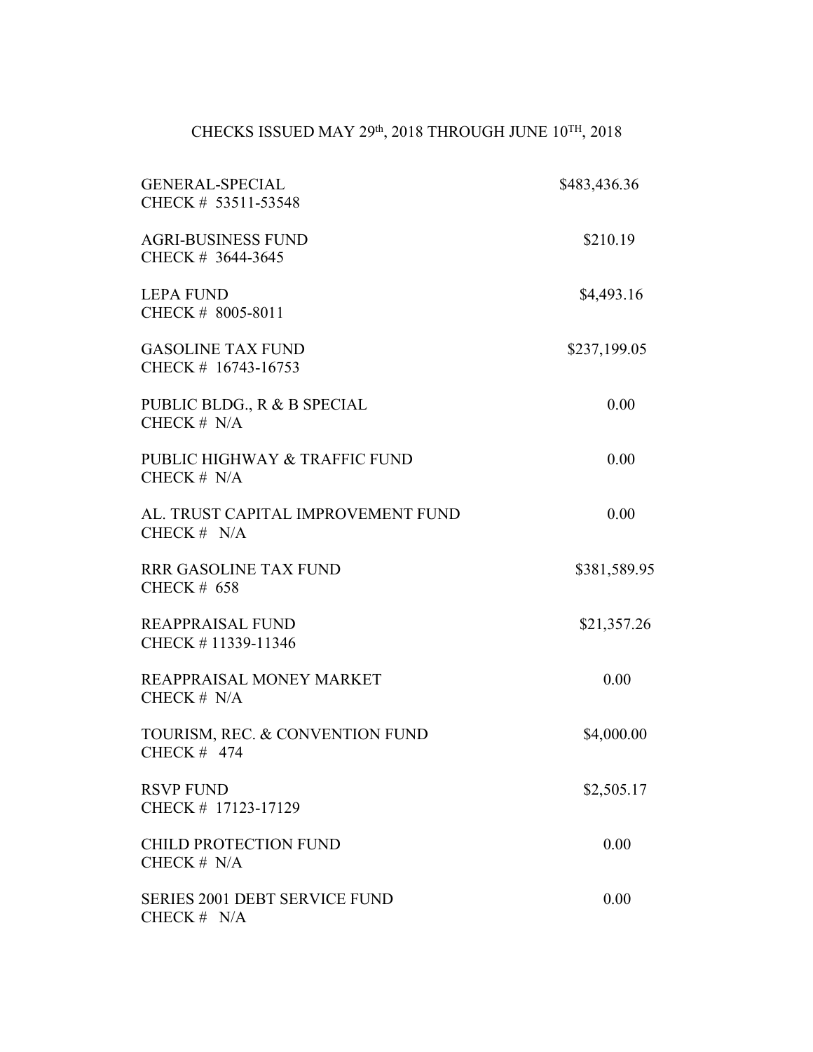# CHECKS ISSUED MAY 29th, 2018 THROUGH JUNE 10TH, 2018

| | |
|---|---|
| GENERAL-SPECIAL<br>CHECK # 53511-53548 | \$483,436.36 |
| AGRI-BUSINESS FUND<br>CHECK # 3644-3645 | \$210.19 |
| LEPA FUND<br>CHECK # 8005-8011 | \$4,493.16 |
| GASOLINE TAX FUND<br>CHECK # 16743-16753 | \$237,199.05 |
| PUBLIC BLDG., R & B SPECIAL<br>CHECK # N/A | 0.00 |
| PUBLIC HIGHWAY & TRAFFIC FUND<br>CHECK # N/A | 0.00 |
| AL. TRUST CAPITAL IMPROVEMENT FUND<br>CHECK # N/A | 0.00 |
| RRR GASOLINE TAX FUND<br>CHECK # 658 | \$381,589.95 |
| REAPPRAISAL FUND<br>CHECK # 11339-11346 | \$21,357.26 |
| REAPPRAISAL MONEY MARKET<br>CHECK # N/A | 0.00 |
| TOURISM, REC. & CONVENTION FUND<br>CHECK # 474 | \$4,000.00 |
| RSVP FUND<br>CHECK # 17123-17129 | \$2,505.17 |
| CHILD PROTECTION FUND<br>CHECK # N/A | 0.00 |
| SERIES 2001 DEBT SERVICE FUND<br>CHECK # N/A | 0.00 |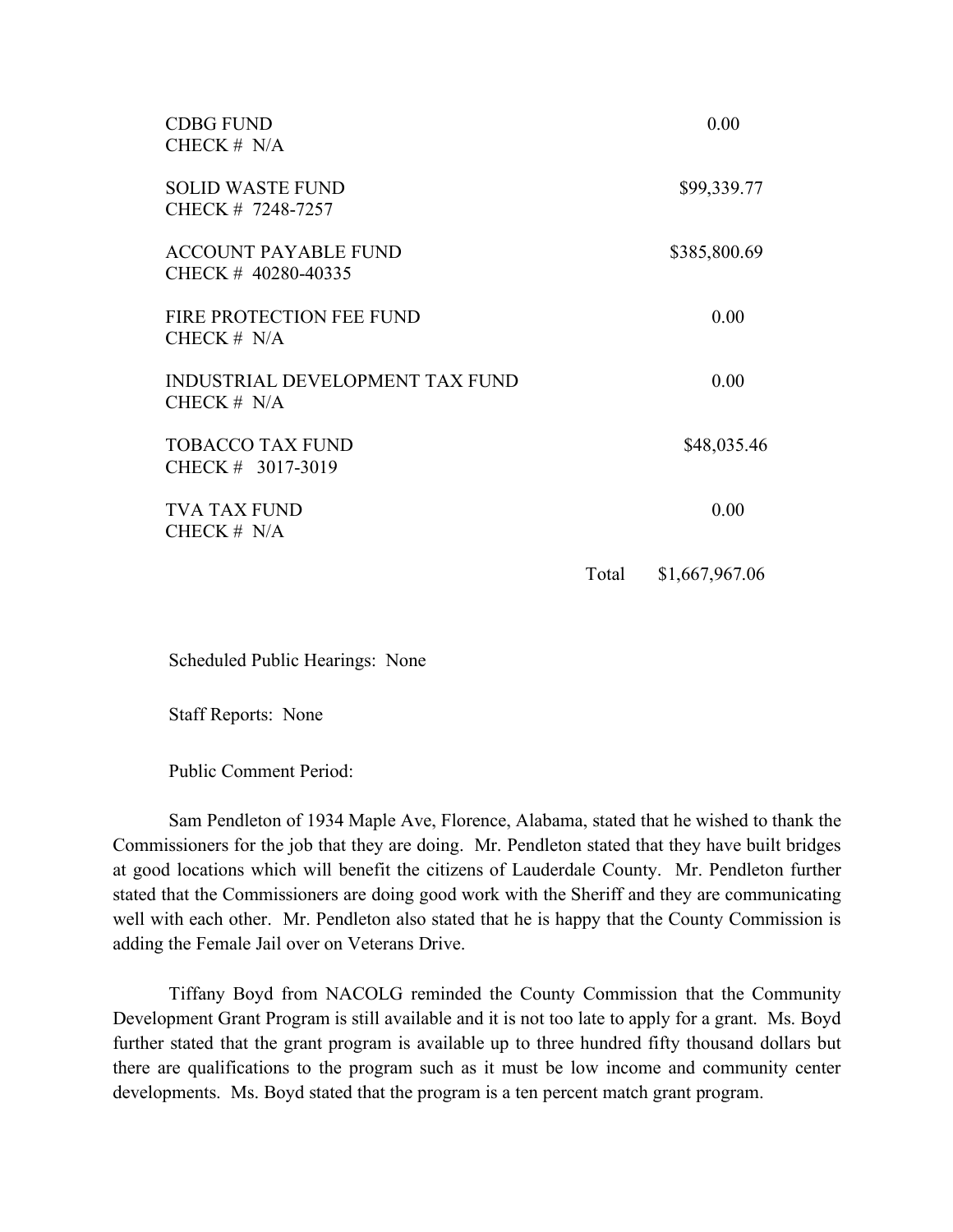| | |
|---|---|
| CDBG FUND<br>CHECK # N/A | 0.00 |
| SOLID WASTE FUND<br>CHECK # 7248-7257 | $99,339.77 |
| ACCOUNT PAYABLE FUND<br>CHECK # 40280-40335 | $385,800.69 |
| FIRE PROTECTION FEE FUND<br>CHECK # N/A | 0.00 |
| INDUSTRIAL DEVELOPMENT TAX FUND<br>CHECK # N/A | 0.00 |
| TOBACCO TAX FUND<br>CHECK # 3017-3019 | $48,035.46 |
| TVA TAX FUND<br>CHECK # N/A | 0.00 |
| Total | $1,667,967.06 |

Scheduled Public Hearings: None

Staff Reports: None

Public Comment Period:

Sam Pendleton of 1934 Maple Ave, Florence, Alabama, stated that he wished to thank the Commissioners for the job that they are doing. Mr. Pendleton stated that they have built bridges at good locations which will benefit the citizens of Lauderdale County. Mr. Pendleton further stated that the Commissioners are doing good work with the Sheriff and they are communicating well with each other. Mr. Pendleton also stated that he is happy that the County Commission is adding the Female Jail over on Veterans Drive.

Tiffany Boyd from NACOLG reminded the County Commission that the Community Development Grant Program is still available and it is not too late to apply for a grant. Ms. Boyd further stated that the grant program is available up to three hundred fifty thousand dollars but there are qualifications to the program such as it must be low income and community center developments. Ms. Boyd stated that the program is a ten percent match grant program.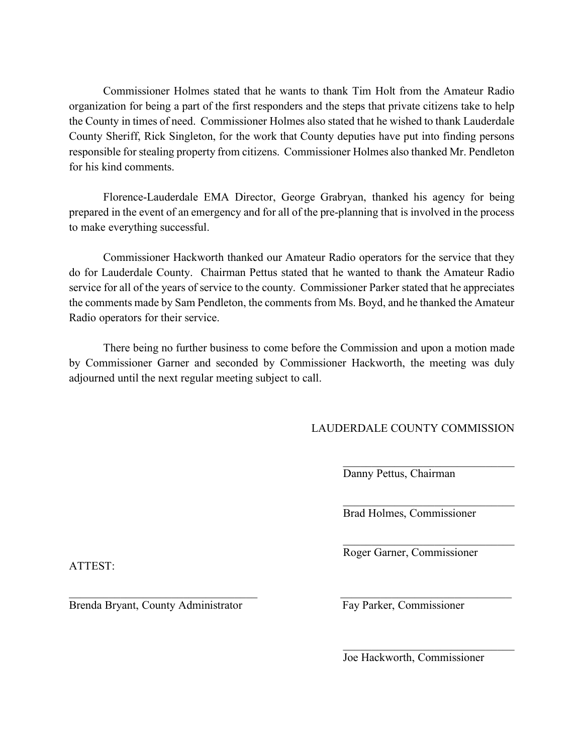Commissioner Holmes stated that he wants to thank Tim Holt from the Amateur Radio organization for being a part of the first responders and the steps that private citizens take to help the County in times of need. Commissioner Holmes also stated that he wished to thank Lauderdale County Sheriff, Rick Singleton, for the work that County deputies have put into finding persons responsible for stealing property from citizens. Commissioner Holmes also thanked Mr. Pendleton for his kind comments.

Florence-Lauderdale EMA Director, George Grabryan, thanked his agency for being prepared in the event of an emergency and for all of the pre-planning that is involved in the process to make everything successful.

Commissioner Hackworth thanked our Amateur Radio operators for the service that they do for Lauderdale County. Chairman Pettus stated that he wanted to thank the Amateur Radio service for all of the years of service to the county. Commissioner Parker stated that he appreciates the comments made by Sam Pendleton, the comments from Ms. Boyd, and he thanked the Amateur Radio operators for their service.

There being no further business to come before the Commission and upon a motion made by Commissioner Garner and seconded by Commissioner Hackworth, the meeting was duly adjourned until the next regular meeting subject to call.

LAUDERDALE COUNTY COMMISSION

\_\_\_\_\_\_\_\_\_\_\_\_\_\_\_\_\_\_\_\_\_\_\_\_\_\_\_\_\_\_
Danny Pettus, Chairman

\_\_\_\_\_\_\_\_\_\_\_\_\_\_\_\_\_\_\_\_\_\_\_\_\_\_\_\_\_\_
Brad Holmes, Commissioner

\_\_\_\_\_\_\_\_\_\_\_\_\_\_\_\_\_\_\_\_\_\_\_\_\_\_\_\_\_\_
Roger Garner, Commissioner

ATTEST:

\_\_\_\_\_\_\_\_\_\_\_\_\_\_\_\_\_\_\_\_\_\_\_\_\_\_\_\_\_\_
Brenda Bryant, County Administrator

\_\_\_\_\_\_\_\_\_\_\_\_\_\_\_\_\_\_\_\_\_\_\_\_\_\_\_\_\_\_
Fay Parker, Commissioner

\_\_\_\_\_\_\_\_\_\_\_\_\_\_\_\_\_\_\_\_\_\_\_\_\_\_\_\_\_\_
Joe Hackworth, Commissioner